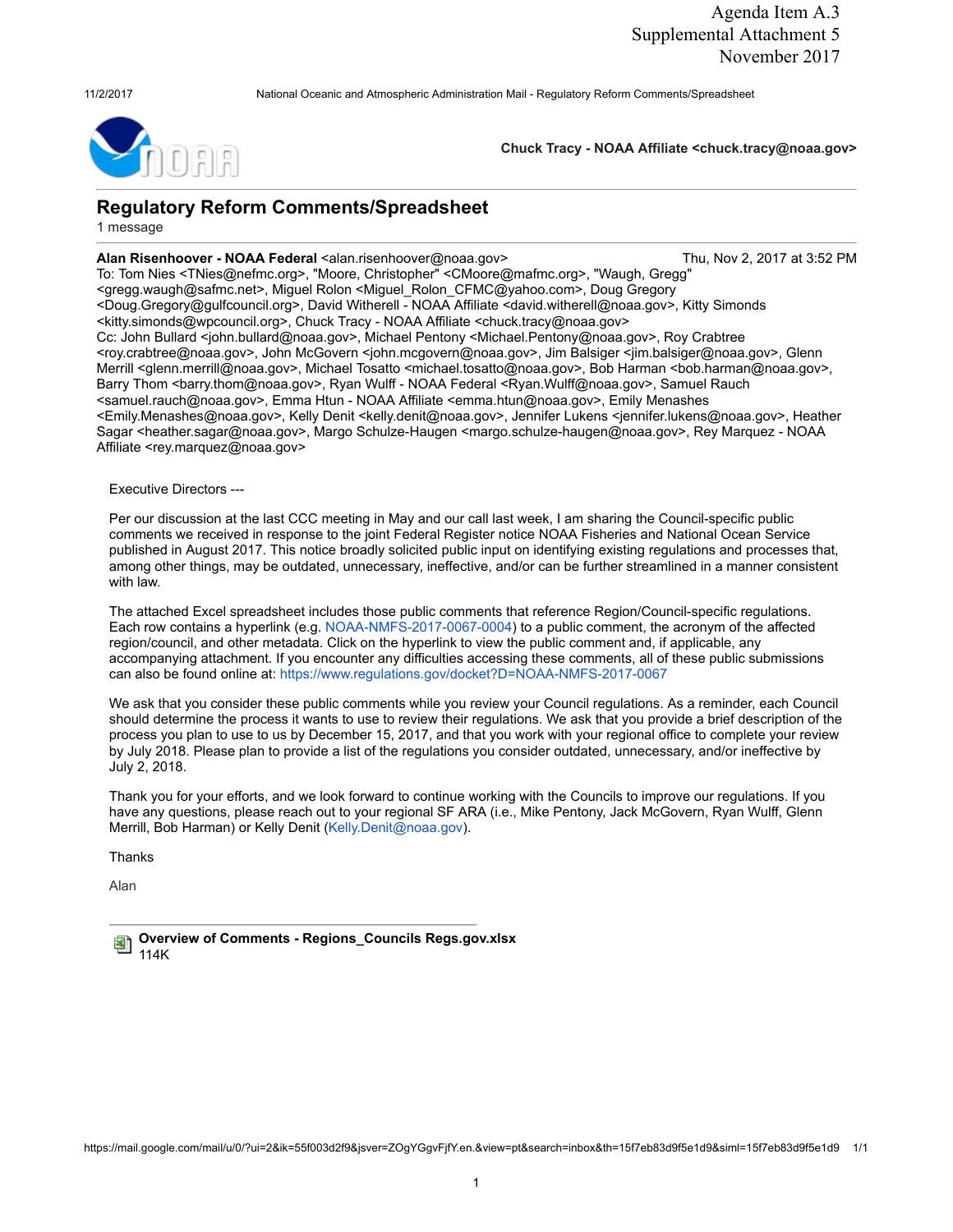Agenda Item A.3
Supplemental Attachment 5
November 2017

**Chuck Tracy - NOAA Affiliate <chuck.tracy@noaa.gov>**

## Regulatory Reform Comments/Spreadsheet

1 message

**Alan Risenhoover - NOAA Federal** <alan.risenhoover@noaa.gov> Thu, Nov 2, 2017 at 3:52 PM
To: Tom Nies <TNies@nefmc.org>, "Moore, Christopher" <CMoore@mafmc.org>, "Waugh, Gregg" <gregg.waugh@safmc.net>, Miguel Rolon <Miguel_Rolon_CFMC@yahoo.com>, Doug Gregory <Doug.Gregory@gulfcouncil.org>, David Witherell - NOAA Affiliate <david.witherell@noaa.gov>, Kitty Simonds <kitty.simonds@wpcouncil.org>, Chuck Tracy - NOAA Affiliate <chuck.tracy@noaa.gov>
Cc: John Bullard <john.bullard@noaa.gov>, Michael Pentony <Michael.Pentony@noaa.gov>, Roy Crabtree <roy.crabtree@noaa.gov>, John McGovern <john.mcgovern@noaa.gov>, Jim Balsiger <jim.balsiger@noaa.gov>, Glenn Merrill <glenn.merrill@noaa.gov>, Michael Tosatto <michael.tosatto@noaa.gov>, Bob Harman <bob.harman@noaa.gov>, Barry Thom <barry.thom@noaa.gov>, Ryan Wulff - NOAA Federal <Ryan.Wulff@noaa.gov>, Samuel Rauch <samuel.rauch@noaa.gov>, Emma Htun - NOAA Affiliate <emma.htun@noaa.gov>, Emily Menashes <Emily.Menashes@noaa.gov>, Kelly Denit <kelly.denit@noaa.gov>, Jennifer Lukens <jennifer.lukens@noaa.gov>, Heather Sagar <heather.sagar@noaa.gov>, Margo Schulze-Haugen <margo.schulze-haugen@noaa.gov>, Rey Marquez - NOAA Affiliate <rey.marquez@noaa.gov>

Executive Directors ---

Per our discussion at the last CCC meeting in May and our call last week, I am sharing the Council-specific public comments we received in response to the joint Federal Register notice NOAA Fisheries and National Ocean Service published in August 2017. This notice broadly solicited public input on identifying existing regulations and processes that, among other things, may be outdated, unnecessary, ineffective, and/or can be further streamlined in a manner consistent with law.

The attached Excel spreadsheet includes those public comments that reference Region/Council-specific regulations. Each row contains a hyperlink (e.g. NOAA-NMFS-2017-0067-0004) to a public comment, the acronym of the affected region/council, and other metadata. Click on the hyperlink to view the public comment and, if applicable, any accompanying attachment. If you encounter any difficulties accessing these comments, all of these public submissions can also be found online at: https://www.regulations.gov/docket?D=NOAA-NMFS-2017-0067

We ask that you consider these public comments while you review your Council regulations. As a reminder, each Council should determine the process it wants to use to review their regulations. We ask that you provide a brief description of the process you plan to use to us by December 15, 2017, and that you work with your regional office to complete your review by July 2018. Please plan to provide a list of the regulations you consider outdated, unnecessary, and/or ineffective by July 2, 2018.

Thank you for your efforts, and we look forward to continue working with the Councils to improve our regulations. If you have any questions, please reach out to your regional SF ARA (i.e., Mike Pentony, Jack McGovern, Ryan Wulff, Glenn Merrill, Bob Harman) or Kelly Denit (Kelly.Denit@noaa.gov).

Thanks

Alan

**Overview of Comments - Regions_Councils Regs.gov.xlsx**
114K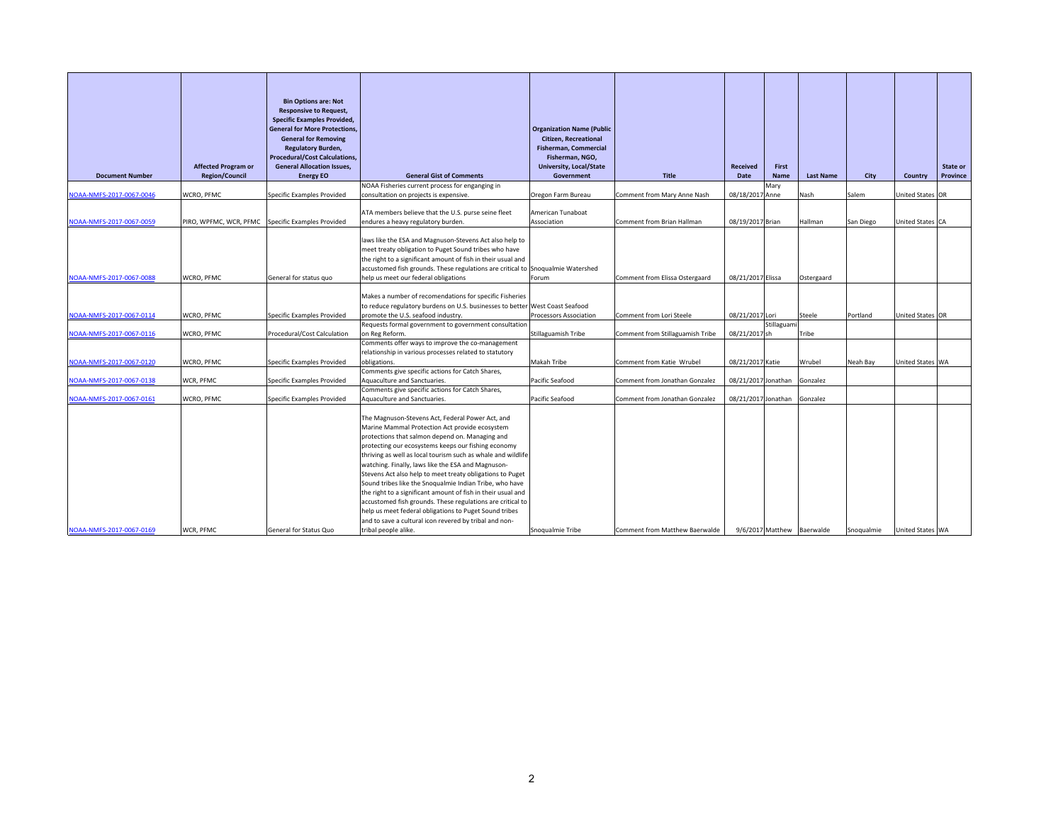| Document Number | Affected Program or Region/Council | Bin Options are: Not Responsive to Request, Specific Examples Provided, General for More Protections, General for Removing Regulatory Burden, Procedural/Cost Calculations, General Allocation Issues, Energy EO | General Gist of Comments | Organization Name (Public Citizen, Recreational Fisherman, Commercial Fisherman, NGO, University, Local/State Government | Title | Received Date | First Name | Last Name | City | Country | State or Province |
|---|---|---|---|---|---|---|---|---|---|---|---|
| NOAA-NMFS-2017-0067-0046 | WCRO, PFMC | Specific Examples Provided | NOAA Fisheries current process for enganging in consultation on projects is expensive. | Oregon Farm Bureau | Comment from Mary Anne Nash | 08/18/2017 | Mary Anne | Nash | Salem | United States | OR |
| NOAA-NMFS-2017-0067-0059 | PIRO, WPFMC, WCR, PFMC | Specific Examples Provided | ATA members believe that the U.S. purse seine fleet endures a heavy regulatory burden. | American Tunaboat Association | Comment from Brian Hallman | 08/19/2017 | Brian | Hallman | San Diego | United States | CA |
| NOAA-NMFS-2017-0067-0088 | WCRO, PFMC | General for status quo | laws like the ESA and Magnuson-Stevens Act also help to meet treaty obligation to Puget Sound tribes who have the right to a significant amount of fish in their usual and accustomed fish grounds. These regulations are critical to help us meet our federal obligations | Snoqualmie Watershed Forum | Comment from Elissa Ostergaard | 08/21/2017 | Elissa | Ostergaard | | | |
| NOAA-NMFS-2017-0067-0114 | WCRO, PFMC | Specific Examples Provided | Makes a number of recomendations for specific Fisheries to reduce regulatory burdens on U.S. businesses to better promote the U.S. seafood industry. | West Coast Seafood Processors Association | Comment from Lori Steele | 08/21/2017 | Lori | Steele | Portland | United States | OR |
| NOAA-NMFS-2017-0067-0116 | WCRO, PFMC | Procedural/Cost Calculation | Requests formal government to government consultation on Reg Reform. | Stillaguamish Tribe | Comment from Stillaguamish Tribe | 08/21/2017 | Stillaguamish | Tribe | | | |
| NOAA-NMFS-2017-0067-0120 | WCRO, PFMC | Specific Examples Provided | Comments offer ways to improve the co-management relationship in various processes related to statutory obligations. | Makah Tribe | Comment from Katie Wrubel | 08/21/2017 | Katie | Wrubel | Neah Bay | United States | WA |
| NOAA-NMFS-2017-0067-0138 | WCR, PFMC | Specific Examples Provided | Comments give specific actions for Catch Shares, Aquaculture and Sanctuaries. | Pacific Seafood | Comment from Jonathan Gonzalez | 08/21/2017 | Jonathan | Gonzalez | | | |
| NOAA-NMFS-2017-0067-0161 | WCRO, PFMC | Specific Examples Provided | Comments give specific actions for Catch Shares, Aquaculture and Sanctuaries. | Pacific Seafood | Comment from Jonathan Gonzalez | 08/21/2017 | Jonathan | Gonzalez | | | |
| NOAA-NMFS-2017-0067-0169 | WCR, PFMC | General for Status Quo | The Magnuson-Stevens Act, Federal Power Act, and Marine Mammal Protection Act provide ecosystem protections that salmon depend on. Managing and protecting our ecosystems keeps our fishing economy thriving as well as local tourism such as whale and wildlife watching. Finally, laws like the ESA and Magnuson-Stevens Act also help to meet treaty obligations to Puget Sound tribes like the Snoqualmie Indian Tribe, who have the right to a significant amount of fish in their usual and accustomed fishing grounds. These regulations are critical to help us meet federal obligations to Puget Sound tribes and to save a cultural icon revered by tribal and non-tribal people alike. | Snoqualmie Tribe | Comment from Matthew Baerwalde | 9/6/2017 | Matthew | Baerwalde | Snoqualmie | United States | WA |